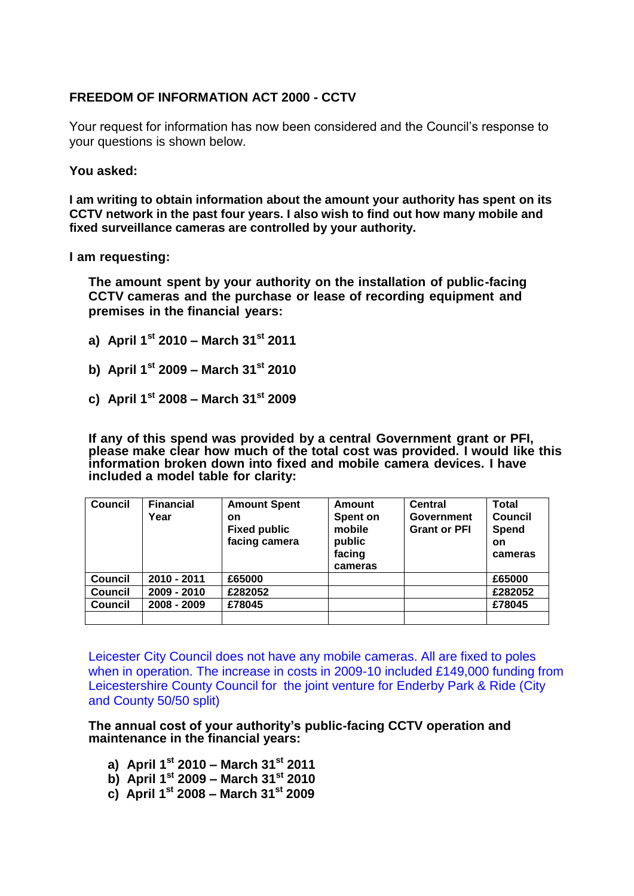## FREEDOM OF INFORMATION ACT 2000 - CCTV

Your request for information has now been considered and the Council's response to your questions is shown below.

**You asked:**

**I am writing to obtain information about the amount your authority has spent on its CCTV network in the past four years. I also wish to find out how many mobile and fixed surveillance cameras are controlled by your authority.**

**I am requesting:**

**The amount spent by your authority on the installation of public-facing CCTV cameras and the purchase or lease of recording equipment and premises in the financial years:**

**a) April 1st 2010 – March 31st 2011**

**b) April 1st 2009 – March 31st 2010**

**c) April 1st 2008 – March 31st 2009**

**If any of this spend was provided by a central Government grant or PFI, please make clear how much of the total cost was provided. I would like this information broken down into fixed and mobile camera devices. I have included a model table for clarity:**

| Council | Financial Year | Amount Spent on Fixed public facing camera | Amount Spent on mobile public facing cameras | Central Government Grant or PFI | Total Council Spend on cameras |
|---|---|---|---|---|---|
| Council | 2010 - 2011 | £65000 | | | £65000 |
| Council | 2009 - 2010 | £282052 | | | £282052 |
| Council | 2008 - 2009 | £78045 | | | £78045 |
| | | | | | |

Leicester City Council does not have any mobile cameras. All are fixed to poles when in operation. The increase in costs in 2009-10 included £149,000 funding from Leicestershire County Council for the joint venture for Enderby Park & Ride (City and County 50/50 split)

**The annual cost of your authority's public-facing CCTV operation and maintenance in the financial years:**

**a) April 1st 2010 – March 31st 2011**
**b) April 1st 2009 – March 31st 2010**
**c) April 1st 2008 – March 31st 2009**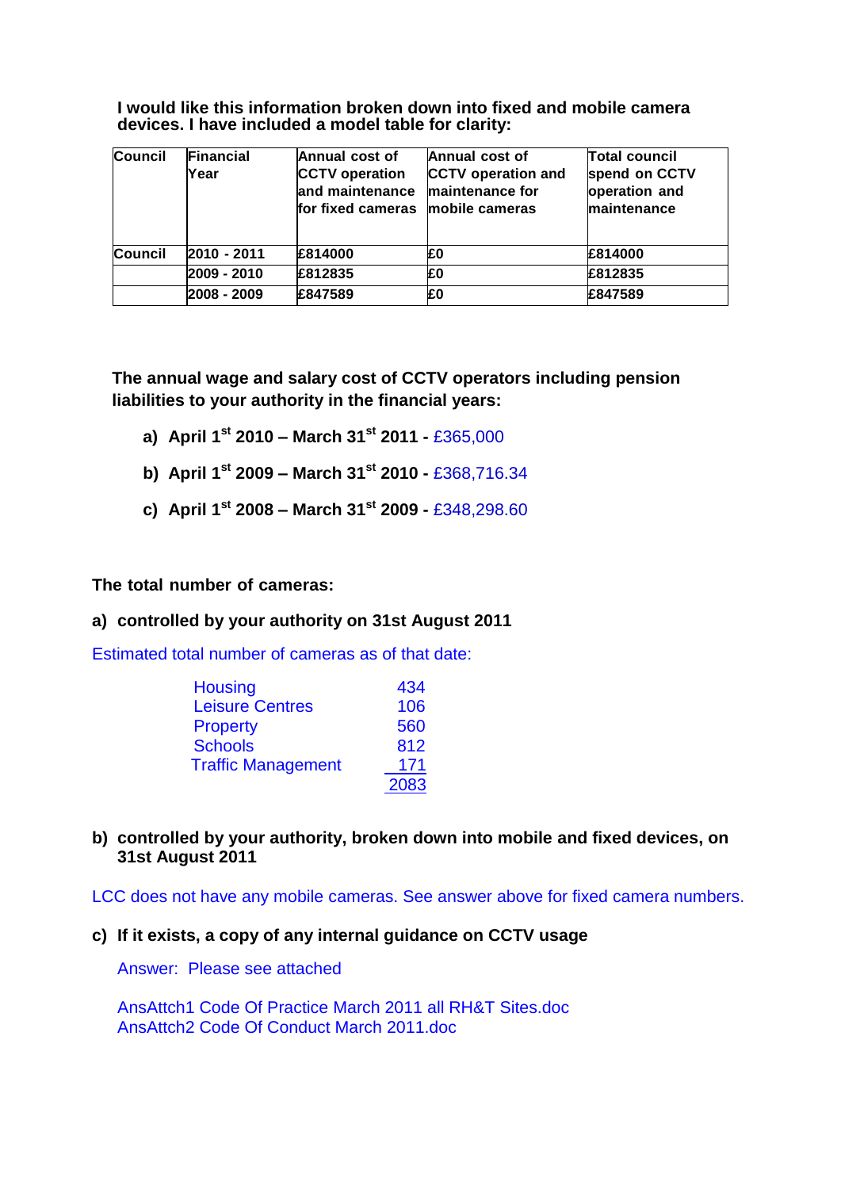**I would like this information broken down into fixed and mobile camera devices. I have included a model table for clarity:**

| Council | Financial Year | Annual cost of CCTV operation and maintenance for fixed cameras | Annual cost of CCTV operation and maintenance for mobile cameras | Total council spend on CCTV operation and maintenance |
|---|---|---|---|---|
| Council | 2010 - 2011 | £814000 | £0 | £814000 |
| | 2009 - 2010 | £812835 | £0 | £812835 |
| | 2008 - 2009 | £847589 | £0 | £847589 |

**The annual wage and salary cost of CCTV operators including pension liabilities to your authority in the financial years:**

a) **April 1st 2010 – March 31st 2011 -** £365,000

b) **April 1st 2009 – March 31st 2010 -** £368,716.34

c) **April 1st 2008 – March 31st 2009 -** £348,298.60

**The total number of cameras:**

**a) controlled by your authority on 31st August 2011**

Estimated total number of cameras as of that date:

| | |
|---|---|
| Housing | 434 |
| Leisure Centres | 106 |
| Property | 560 |
| Schools | 812 |
| Traffic Management | 171 |
| | 2083 |

**b) controlled by your authority, broken down into mobile and fixed devices, on 31st August 2011**

LCC does not have any mobile cameras. See answer above for fixed camera numbers.

**c) If it exists, a copy of any internal guidance on CCTV usage**

Answer: Please see attached

AnsAttch1 Code Of Practice March 2011 all RH&T Sites.doc
AnsAttch2 Code Of Conduct March 2011.doc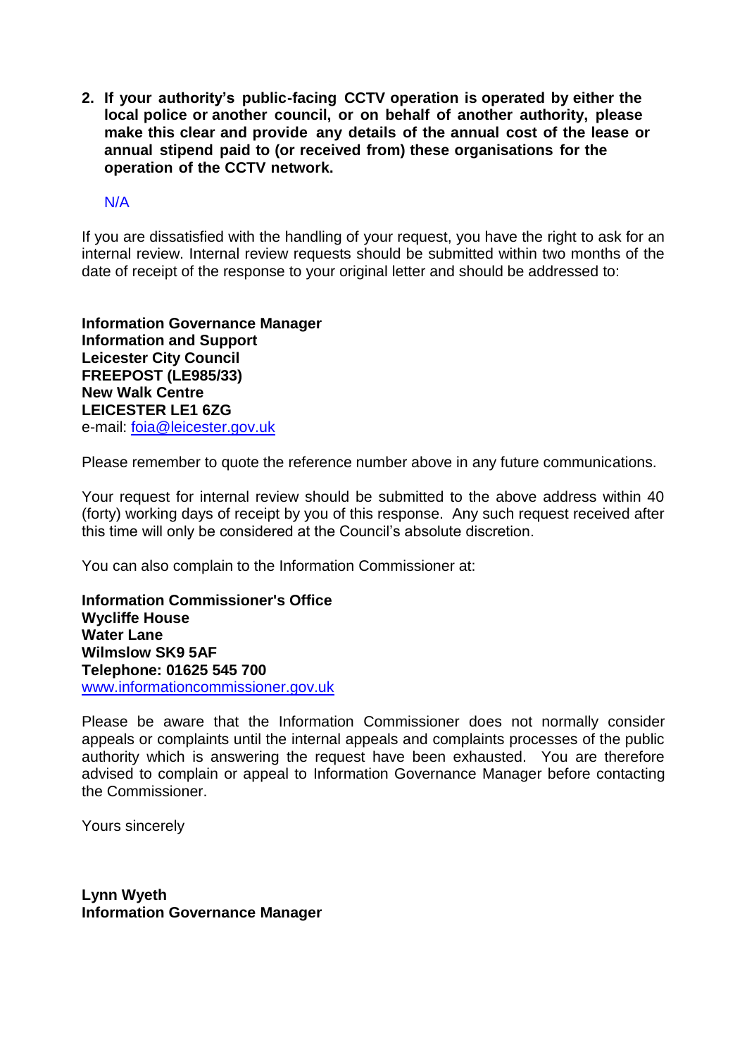2. **If your authority's public-facing CCTV operation is operated by either the local police or another council, or on behalf of another authority, please make this clear and provide any details of the annual cost of the lease or annual stipend paid to (or received from) these organisations for the operation of the CCTV network.**

   N/A

If you are dissatisfied with the handling of your request, you have the right to ask for an internal review. Internal review requests should be submitted within two months of the date of receipt of the response to your original letter and should be addressed to:

**Information Governance Manager**
**Information and Support**
**Leicester City Council**
**FREEPOST (LE985/33)**
**New Walk Centre**
**LEICESTER LE1 6ZG**
e-mail: foia@leicester.gov.uk

Please remember to quote the reference number above in any future communications.

Your request for internal review should be submitted to the above address within 40 (forty) working days of receipt by you of this response. Any such request received after this time will only be considered at the Council's absolute discretion.

You can also complain to the Information Commissioner at:

**Information Commissioner's Office**
**Wycliffe House**
**Water Lane**
**Wilmslow SK9 5AF**
**Telephone: 01625 545 700**
www.informationcommissioner.gov.uk

Please be aware that the Information Commissioner does not normally consider appeals or complaints until the internal appeals and complaints processes of the public authority which is answering the request have been exhausted. You are therefore advised to complain or appeal to Information Governance Manager before contacting the Commissioner.

Yours sincerely

**Lynn Wyeth**
**Information Governance Manager**